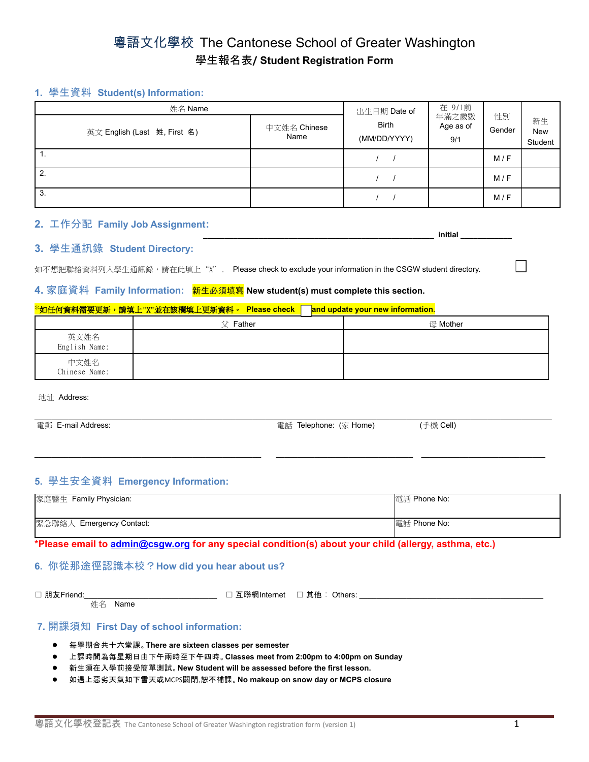# 粵語文化學校 The Cantonese School of Greater Washington

## 學生報名表/ Student Registration Form

### 1. 學生資料 Student(s) Information:

| 姓名 Name | | 出生日期 Date of Birth (MM/DD/YYYY) | 在 9/1前年滿之歲數 Age as of 9/1 | 性別 Gender | 新生 New Student |
|---|---|---|---|---|---|
| 英文 English (Last 姓, First 名) | 中文姓名 Chinese Name | | | | |
| 1. | | / / | | M / F | |
| 2. | | / / | | M / F | |
| 3. | | / / | | M / F | |

### 2. 工作分配 Family Job Assignment:

______________________________________________ initial ____________

### 3. 學生通訊錄 Student Directory:

如不想把聯絡資料列入學生通訊錄，請在此填上"X". Please check to exclude your information in the CSGW student directory. ☐

### 4. 家庭資料 Family Information: 新生必須填寫 New student(s) must complete this section.

*如任何資料需要更新，請填上"X"並在該欄填上更新資料。 Please check ☐ and update your new information.

| | 父 Father | 母 Mother |
|---|---|---|
| 英文姓名 English Name: | | |
| 中文姓名 Chinese Name: | | |

地址 Address:

電郵 E-mail Address: ______________________ 電話 Telephone: (家 Home) ______________ (手機 Cell) ______________

### 5. 學生安全資料 Emergency Information:

| 家庭醫生 Family Physician: | 電話 Phone No: |
|---|---|
| 緊急聯絡人 Emergency Contact: | 電話 Phone No: |

**\*Please email to admin@csgw.org for any special condition(s) about your child (allergy, asthma, etc.)**

### 6. 你從那途徑認識本校？How did you hear about us?

☐ 朋友Friend: ______________________ ☐ 互聯網Internet ☐ 其他： Others: ______________________

姓名 Name

### 7. 開課須知 First Day of school information:

- **每學期合共十六堂課。There are sixteen classes per semester**
- **上課時間為每星期日由下午兩時至下午四時。Classes meet from 2:00pm to 4:00pm on Sunday**
- **新生須在入學前接受簡單測試。New Student will be assessed before the first lesson.**
- **如遇上惡劣天氣如下雪天或MCPS關閉,恕不補課。No makeup on snow day or MCPS closure**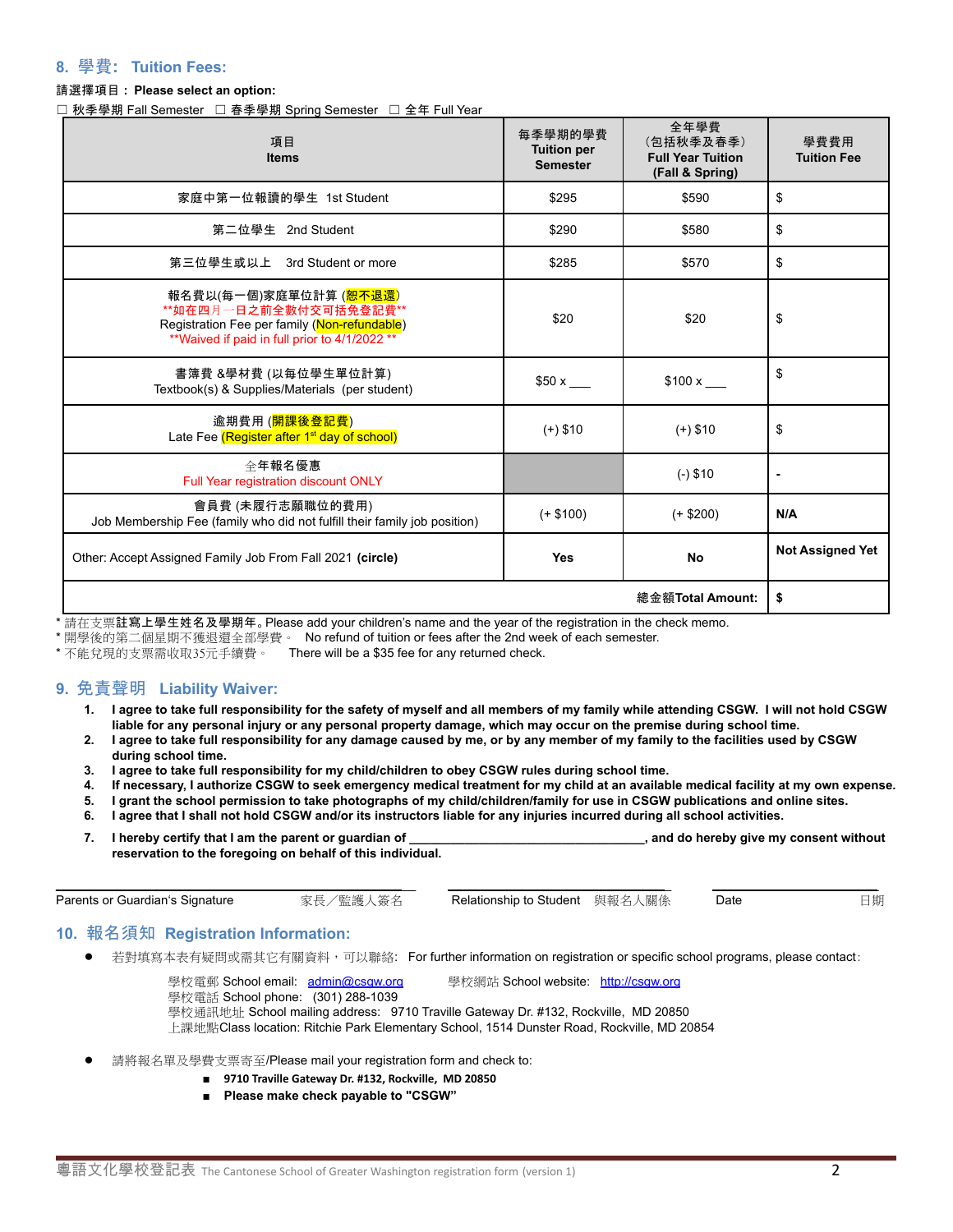## 8. 學費: Tuition Fees:

**請選擇項目： Please select an option:**

☐ 秋季學期 Fall Semester ☐ 春季學期 Spring Semester ☐ 全年 Full Year

| 項目 Items | 每季學期的學費 Tuition per Semester | 全年學費（包括秋季及春季）Full Year Tuition (Fall & Spring) | 學費費用 Tuition Fee |
|---|---|---|---|
| 家庭中第一位報讀的學生 1st Student | $295 | $590 | $ |
| 第二位學生 2nd Student | $290 | $580 | $ |
| 第三位學生或以上 3rd Student or more | $285 | $570 | $ |
| 報名費以(每一個)家庭單位計算 (恕不退還) **如在四月一日之前全數付交可括免登記費** Registration Fee per family (Non-refundable) **Waived if paid in full prior to 4/1/2022 ** | $20 | $20 | $ |
| 書簿費 &學材費 (以每位學生單位計算) Textbook(s) & Supplies/Materials (per student) | $50 x ___ | $100 x ___ | $ |
| 逾期費用 (開課後登記費) Late Fee (Register after 1st day of school) | (+) $10 | (+) $10 | $ |
| 全年報名優惠 Full Year registration discount ONLY | | (-) $10 | - |
| 會員費 (未履行志願職位的費用) Job Membership Fee (family who did not fulfill their family job position) | (+ $100) | (+ $200) | **N/A** |
| Other: Accept Assigned Family Job From Fall 2021 **(circle)** | **Yes** | **No** | **Not Assigned Yet** |
| | | **總金額Total Amount:** | **$** |

\* 請在支票**註寫上學生姓名及學期年**。Please add your children's name and the year of the registration in the check memo.
\* 開學後的第二個星期不獲退還全部學費。 No refund of tuition or fees after the 2nd week of each semester.
\* 不能兌現的支票需收取35元手續費。 There will be a $35 fee for any returned check.

## 9. 免責聲明 Liability Waiver:

1. **I agree to take full responsibility for the safety of myself and all members of my family while attending CSGW. I will not hold CSGW liable for any personal injury or any personal property damage, which may occur on the premise during school time.**
2. **I agree to take full responsibility for any damage caused by me, or by any member of my family to the facilities used by CSGW during school time.**
3. **I agree to take full responsibility for my child/children to obey CSGW rules during school time.**
4. **If necessary, I authorize CSGW to seek emergency medical treatment for my child at an available medical facility at my own expense.**
5. **I grant the school permission to take photographs of my child/children/family for use in CSGW publications and online sites.**
6. **I agree that I shall not hold CSGW and/or its instructors liable for any injuries incurred during all school activities.**
7. **I hereby certify that I am the parent or guardian of ________________________________, and do hereby give my consent without reservation to the foregoing on behalf of this individual.**

______________________________ ______________________________ ______________________________
Parents or Guardian's Signature 家長／監護人簽名 Relationship to Student 與報名人關係 Date 日期

## 10. 報名須知 Registration Information:

- 若對填寫本表有疑問或需其它有關資料，可以聯絡: For further information on registration or specific school programs, please contact:

  學校電郵 School email: admin@csgw.org 學校網站 School website: http://csgw.org
  學校電話 School phone: (301) 288-1039
  學校通訊地址 School mailing address: 9710 Traville Gateway Dr. #132, Rockville, MD 20850
  上課地點Class location: Ritchie Park Elementary School, 1514 Dunster Road, Rockville, MD 20854

- 請將報名單及學費支票寄至/Please mail your registration form and check to:
  - **9710 Traville Gateway Dr. #132, Rockville, MD 20850**
  - **Please make check payable to "CSGW"**